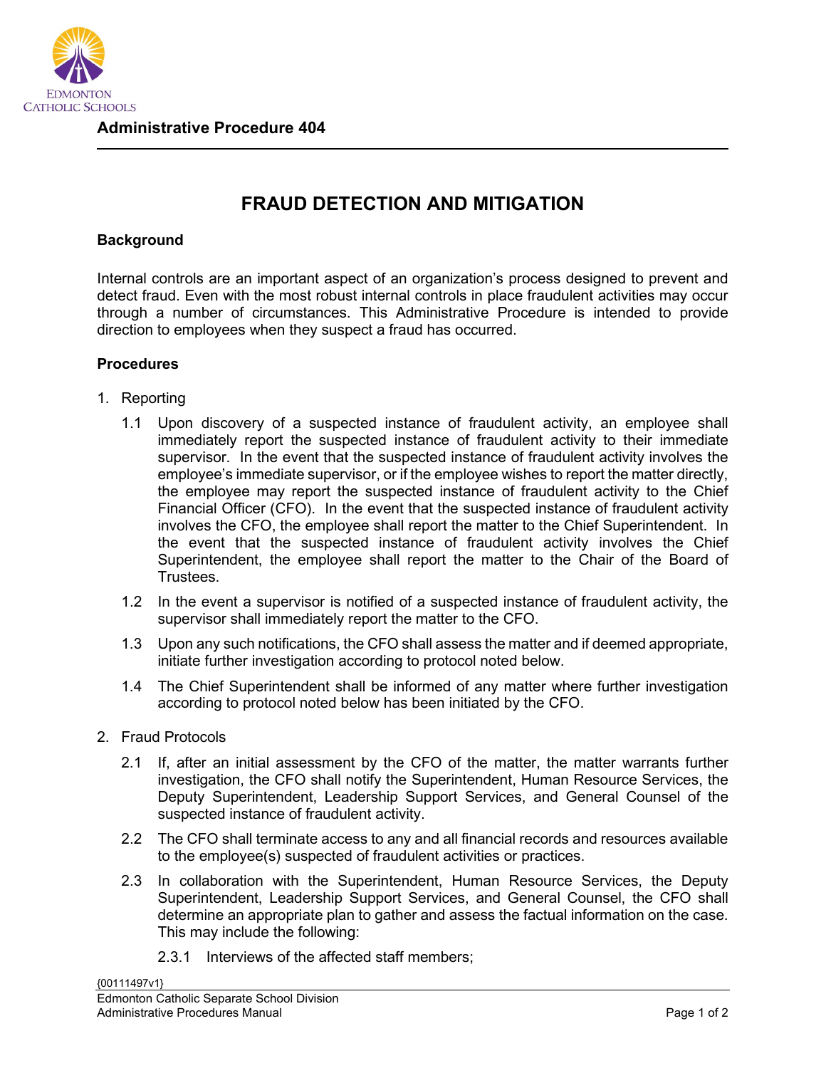EDMONTON CATHOLIC SCHOOLS

**Administrative Procedure 404**

# FRAUD DETECTION AND MITIGATION

## Background

Internal controls are an important aspect of an organization's process designed to prevent and detect fraud. Even with the most robust internal controls in place fraudulent activities may occur through a number of circumstances. This Administrative Procedure is intended to provide direction to employees when they suspect a fraud has occurred.

## Procedures

1. Reporting

   1.1 Upon discovery of a suspected instance of fraudulent activity, an employee shall immediately report the suspected instance of fraudulent activity to their immediate supervisor. In the event that the suspected instance of fraudulent activity involves the employee's immediate supervisor, or if the employee wishes to report the matter directly, the employee may report the suspected instance of fraudulent activity to the Chief Financial Officer (CFO). In the event that the suspected instance of fraudulent activity involves the CFO, the employee shall report the matter to the Chief Superintendent. In the event that the suspected instance of fraudulent activity involves the Chief Superintendent, the employee shall report the matter to the Chair of the Board of Trustees.

   1.2 In the event a supervisor is notified of a suspected instance of fraudulent activity, the supervisor shall immediately report the matter to the CFO.

   1.3 Upon any such notifications, the CFO shall assess the matter and if deemed appropriate, initiate further investigation according to protocol noted below.

   1.4 The Chief Superintendent shall be informed of any matter where further investigation according to protocol noted below has been initiated by the CFO.

2. Fraud Protocols

   2.1 If, after an initial assessment by the CFO of the matter, the matter warrants further investigation, the CFO shall notify the Superintendent, Human Resource Services, the Deputy Superintendent, Leadership Support Services, and General Counsel of the suspected instance of fraudulent activity.

   2.2 The CFO shall terminate access to any and all financial records and resources available to the employee(s) suspected of fraudulent activities or practices.

   2.3 In collaboration with the Superintendent, Human Resource Services, the Deputy Superintendent, Leadership Support Services, and General Counsel, the CFO shall determine an appropriate plan to gather and assess the factual information on the case. This may include the following:

      2.3.1 Interviews of the affected staff members;

{00111497v1}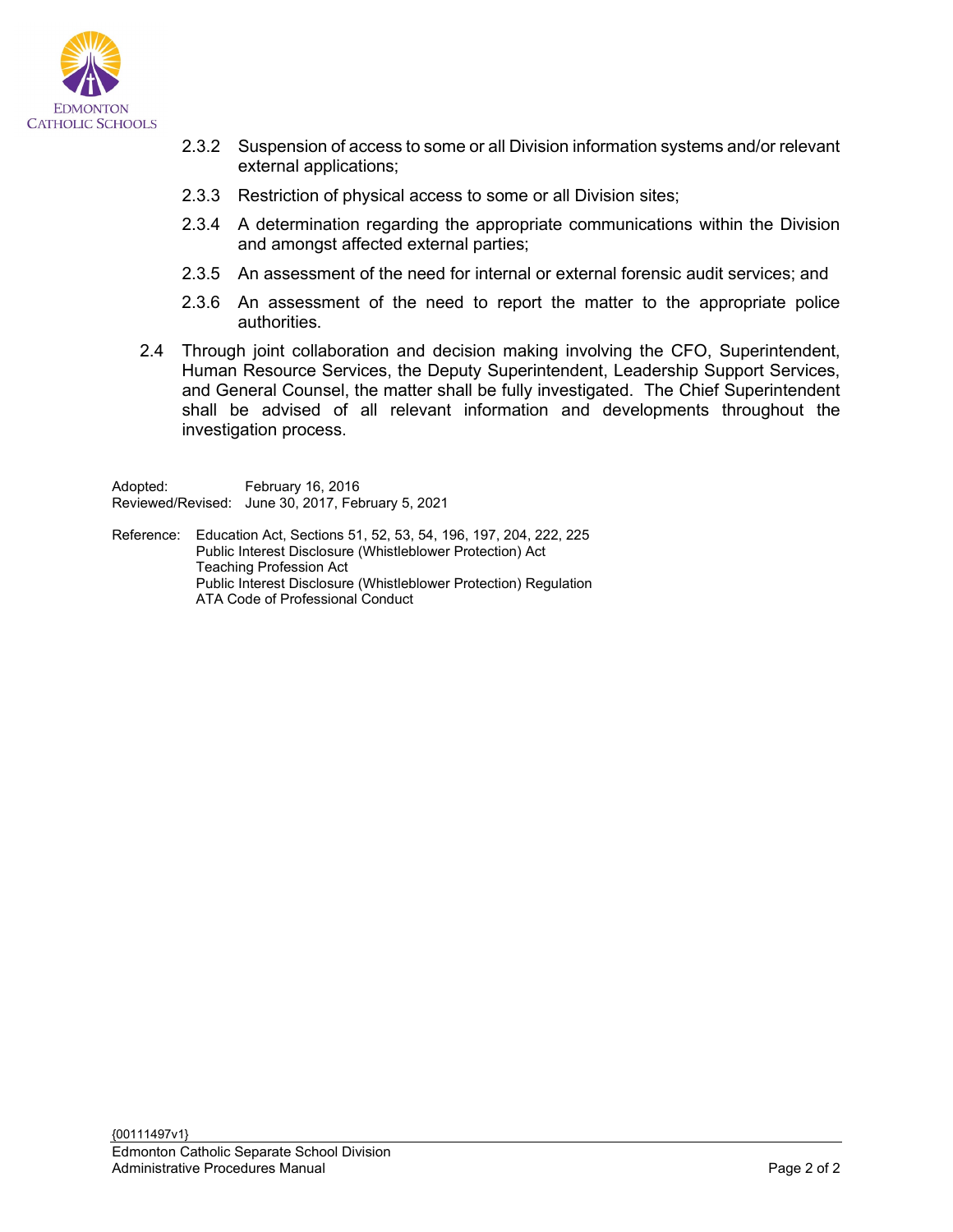2.3.2 Suspension of access to some or all Division information systems and/or relevant external applications;

2.3.3 Restriction of physical access to some or all Division sites;

2.3.4 A determination regarding the appropriate communications within the Division and amongst affected external parties;

2.3.5 An assessment of the need for internal or external forensic audit services; and

2.3.6 An assessment of the need to report the matter to the appropriate police authorities.

2.4 Through joint collaboration and decision making involving the CFO, Superintendent, Human Resource Services, the Deputy Superintendent, Leadership Support Services, and General Counsel, the matter shall be fully investigated. The Chief Superintendent shall be advised of all relevant information and developments throughout the investigation process.

Adopted: February 16, 2016
Reviewed/Revised: June 30, 2017, February 5, 2021

Reference: Education Act, Sections 51, 52, 53, 54, 196, 197, 204, 222, 225
Public Interest Disclosure (Whistleblower Protection) Act
Teaching Profession Act
Public Interest Disclosure (Whistleblower Protection) Regulation
ATA Code of Professional Conduct

{00111497v1}